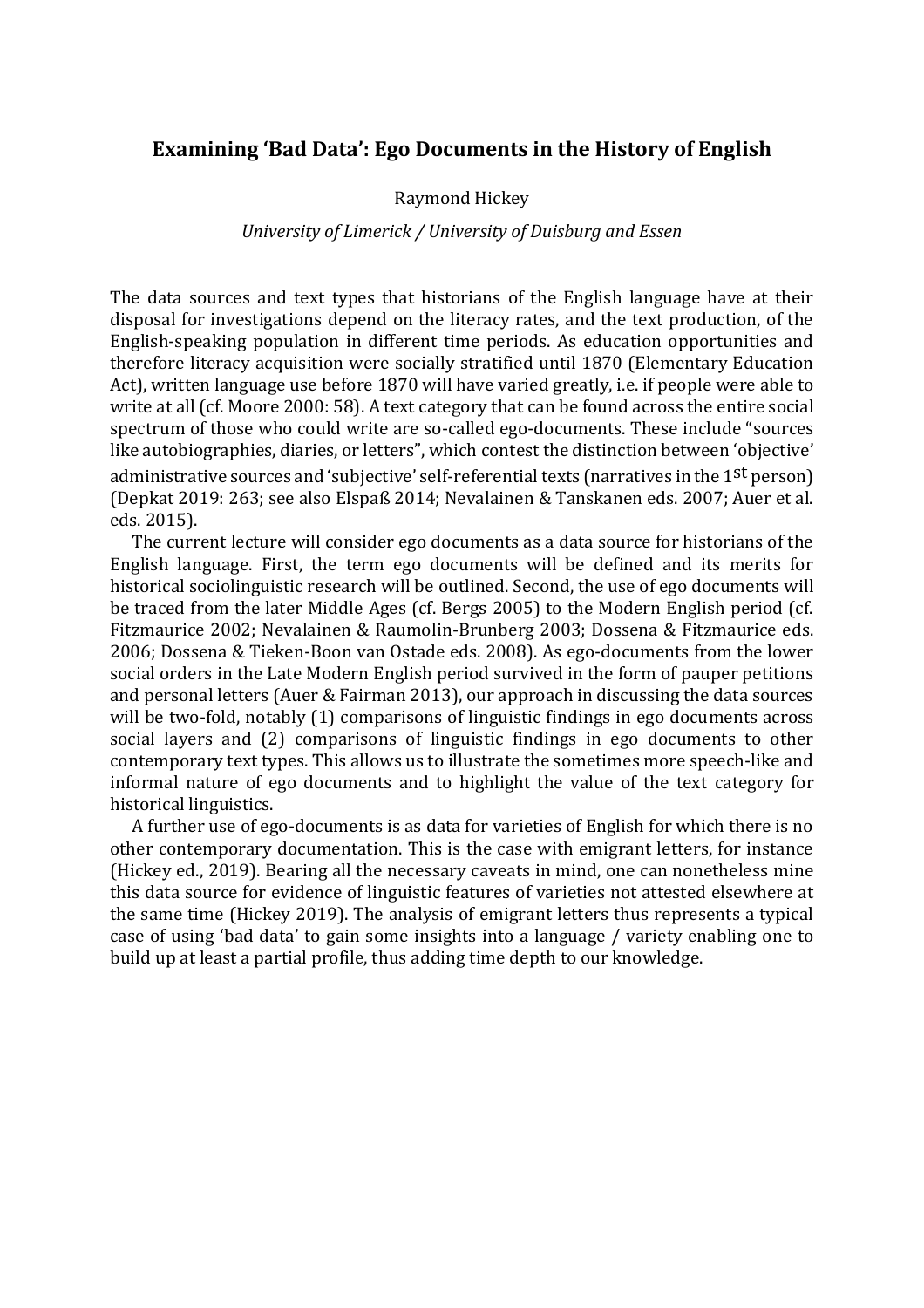# Examining 'Bad Data': Ego Documents in the History of English

Raymond Hickey

*University of Limerick / University of Duisburg and Essen*

The data sources and text types that historians of the English language have at their disposal for investigations depend on the literacy rates, and the text production, of the English-speaking population in different time periods. As education opportunities and therefore literacy acquisition were socially stratified until 1870 (Elementary Education Act), written language use before 1870 will have varied greatly, i.e. if people were able to write at all (cf. Moore 2000: 58). A text category that can be found across the entire social spectrum of those who could write are so-called ego-documents. These include "sources like autobiographies, diaries, or letters", which contest the distinction between 'objective' administrative sources and 'subjective' self-referential texts (narratives in the 1st person) (Depkat 2019: 263; see also Elspaß 2014; Nevalainen & Tanskanen eds. 2007; Auer et al. eds. 2015).

The current lecture will consider ego documents as a data source for historians of the English language. First, the term ego documents will be defined and its merits for historical sociolinguistic research will be outlined. Second, the use of ego documents will be traced from the later Middle Ages (cf. Bergs 2005) to the Modern English period (cf. Fitzmaurice 2002; Nevalainen & Raumolin-Brunberg 2003; Dossena & Fitzmaurice eds. 2006; Dossena & Tieken-Boon van Ostade eds. 2008). As ego-documents from the lower social orders in the Late Modern English period survived in the form of pauper petitions and personal letters (Auer & Fairman 2013), our approach in discussing the data sources will be two-fold, notably (1) comparisons of linguistic findings in ego documents across social layers and (2) comparisons of linguistic findings in ego documents to other contemporary text types. This allows us to illustrate the sometimes more speech-like and informal nature of ego documents and to highlight the value of the text category for historical linguistics.

A further use of ego-documents is as data for varieties of English for which there is no other contemporary documentation. This is the case with emigrant letters, for instance (Hickey ed., 2019). Bearing all the necessary caveats in mind, one can nonetheless mine this data source for evidence of linguistic features of varieties not attested elsewhere at the same time (Hickey 2019). The analysis of emigrant letters thus represents a typical case of using 'bad data' to gain some insights into a language / variety enabling one to build up at least a partial profile, thus adding time depth to our knowledge.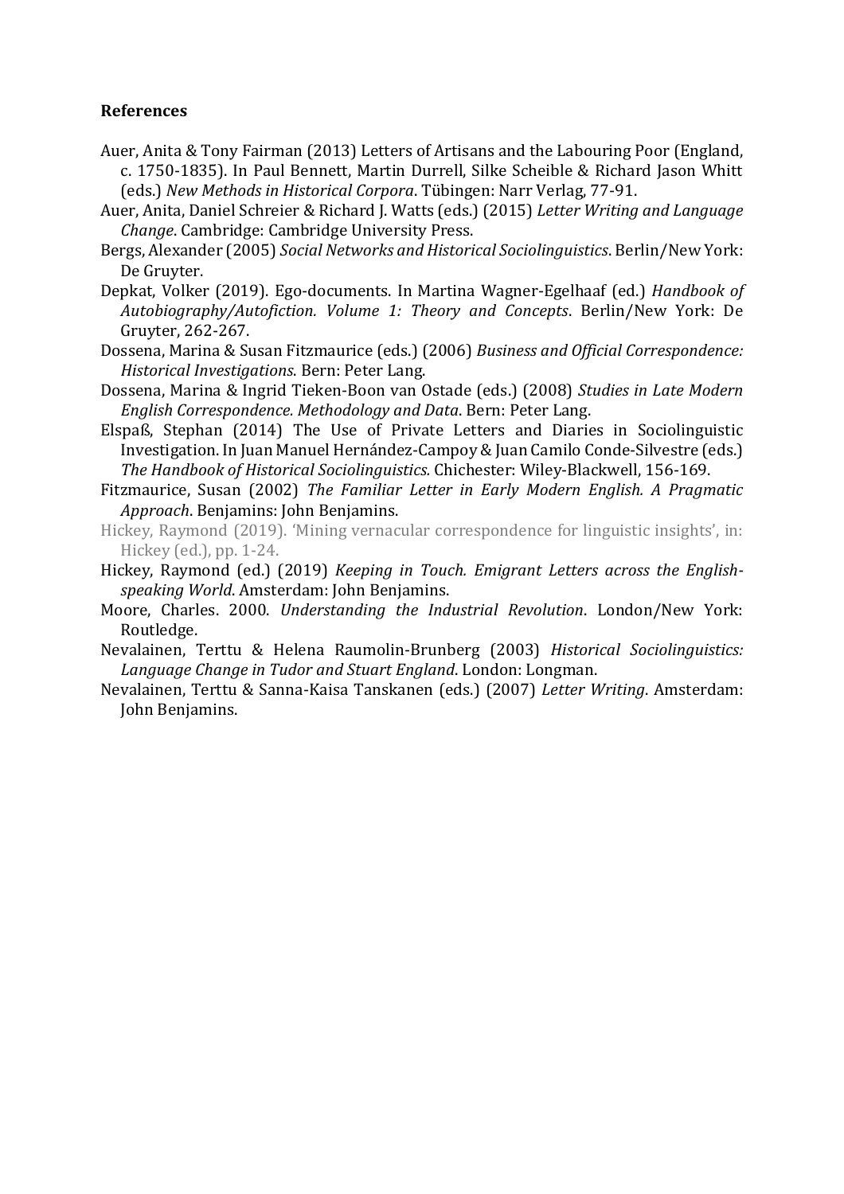**References**

Auer, Anita & Tony Fairman (2013) Letters of Artisans and the Labouring Poor (England, c. 1750-1835). In Paul Bennett, Martin Durrell, Silke Scheible & Richard Jason Whitt (eds.) *New Methods in Historical Corpora*. Tübingen: Narr Verlag, 77-91.

Auer, Anita, Daniel Schreier & Richard J. Watts (eds.) (2015) *Letter Writing and Language Change*. Cambridge: Cambridge University Press.

Bergs, Alexander (2005) *Social Networks and Historical Sociolinguistics*. Berlin/New York: De Gruyter.

Depkat, Volker (2019). Ego-documents. In Martina Wagner-Egelhaaf (ed.) *Handbook of Autobiography/Autofiction. Volume 1: Theory and Concepts*. Berlin/New York: De Gruyter, 262-267.

Dossena, Marina & Susan Fitzmaurice (eds.) (2006) *Business and Official Correspondence: Historical Investigations*. Bern: Peter Lang.

Dossena, Marina & Ingrid Tieken-Boon van Ostade (eds.) (2008) *Studies in Late Modern English Correspondence. Methodology and Data*. Bern: Peter Lang.

Elspaß, Stephan (2014) The Use of Private Letters and Diaries in Sociolinguistic Investigation. In Juan Manuel Hernández-Campoy & Juan Camilo Conde-Silvestre (eds.) *The Handbook of Historical Sociolinguistics.* Chichester: Wiley-Blackwell, 156-169.

Fitzmaurice, Susan (2002) *The Familiar Letter in Early Modern English. A Pragmatic Approach*. Benjamins: John Benjamins.

Hickey, Raymond (2019). 'Mining vernacular correspondence for linguistic insights', in: Hickey (ed.), pp. 1-24.

Hickey, Raymond (ed.) (2019) *Keeping in Touch. Emigrant Letters across the English-speaking World*. Amsterdam: John Benjamins.

Moore, Charles. 2000. *Understanding the Industrial Revolution*. London/New York: Routledge.

Nevalainen, Terttu & Helena Raumolin-Brunberg (2003) *Historical Sociolinguistics: Language Change in Tudor and Stuart England*. London: Longman.

Nevalainen, Terttu & Sanna-Kaisa Tanskanen (eds.) (2007) *Letter Writing*. Amsterdam: John Benjamins.